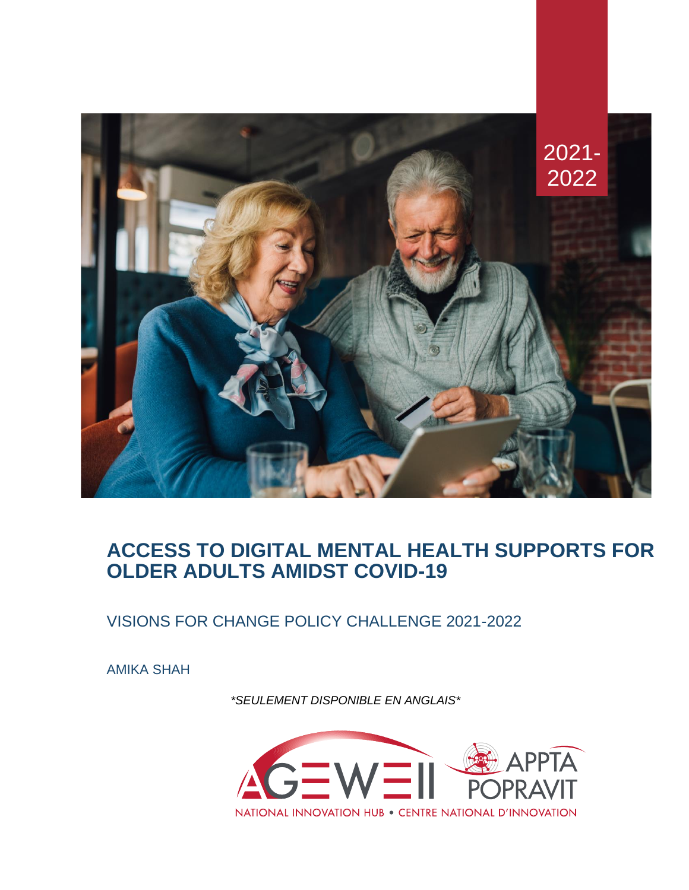2021-2022

# ACCESS TO DIGITAL MENTAL HEALTH SUPPORTS FOR OLDER ADULTS AMIDST COVID-19

VISIONS FOR CHANGE POLICY CHALLENGE 2021-2022

AMIKA SHAH

*\*SEULEMENT DISPONIBLE EN ANGLAIS\**

AGE-WELL APPTA POPRAVIT

NATIONAL INNOVATION HUB • CENTRE NATIONAL D'INNOVATION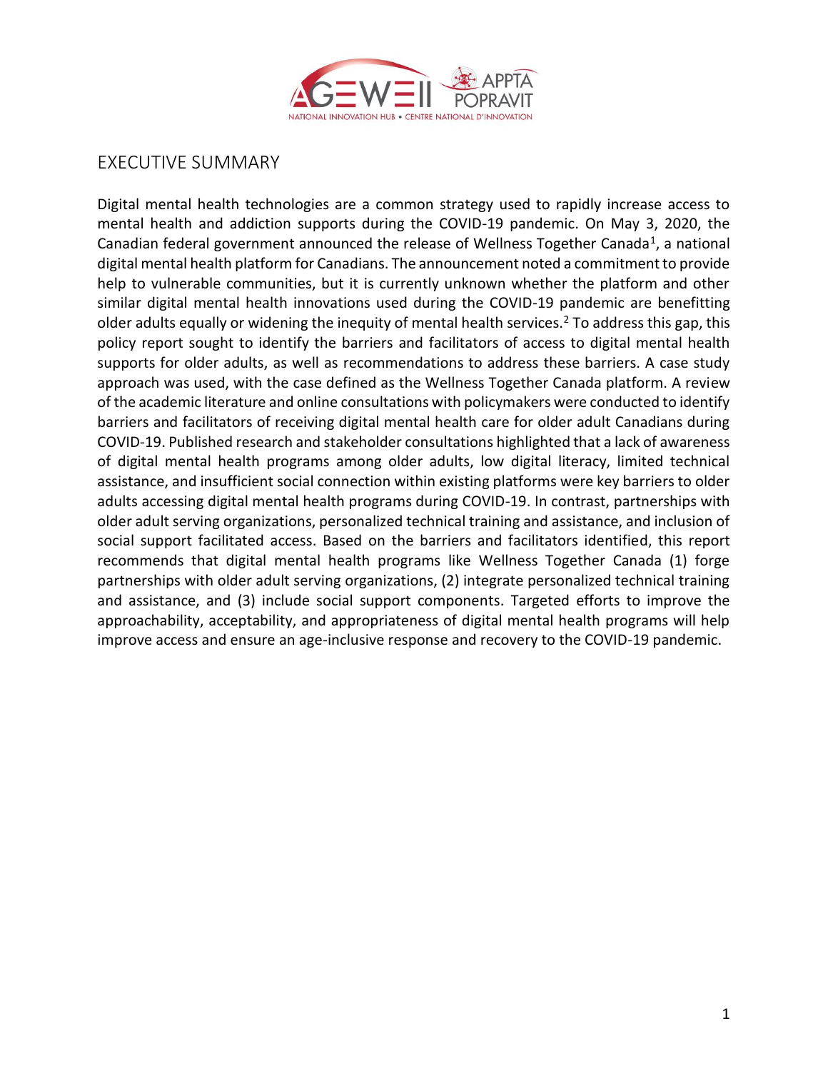## EXECUTIVE SUMMARY

Digital mental health technologies are a common strategy used to rapidly increase access to mental health and addiction supports during the COVID-19 pandemic. On May 3, 2020, the Canadian federal government announced the release of Wellness Together Canada[1], a national digital mental health platform for Canadians. The announcement noted a commitment to provide help to vulnerable communities, but it is currently unknown whether the platform and other similar digital mental health innovations used during the COVID-19 pandemic are benefitting older adults equally or widening the inequity of mental health services.[2] To address this gap, this policy report sought to identify the barriers and facilitators of access to digital mental health supports for older adults, as well as recommendations to address these barriers. A case study approach was used, with the case defined as the Wellness Together Canada platform. A review of the academic literature and online consultations with policymakers were conducted to identify barriers and facilitators of receiving digital mental health care for older adult Canadians during COVID-19. Published research and stakeholder consultations highlighted that a lack of awareness of digital mental health programs among older adults, low digital literacy, limited technical assistance, and insufficient social connection within existing platforms were key barriers to older adults accessing digital mental health programs during COVID-19. In contrast, partnerships with older adult serving organizations, personalized technical training and assistance, and inclusion of social support facilitated access. Based on the barriers and facilitators identified, this report recommends that digital mental health programs like Wellness Together Canada (1) forge partnerships with older adult serving organizations, (2) integrate personalized technical training and assistance, and (3) include social support components. Targeted efforts to improve the approachability, acceptability, and appropriateness of digital mental health programs will help improve access and ensure an age-inclusive response and recovery to the COVID-19 pandemic.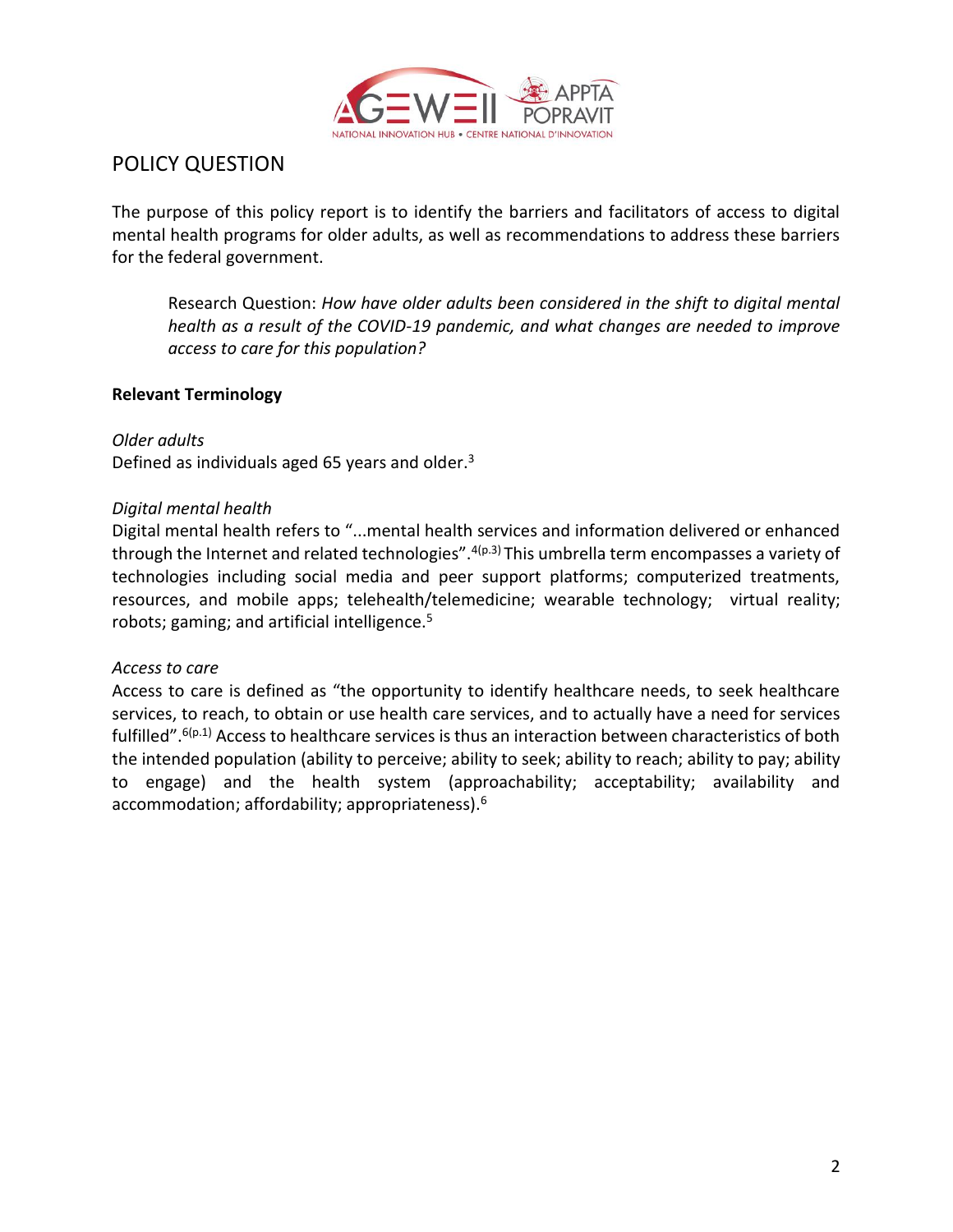## POLICY QUESTION

The purpose of this policy report is to identify the barriers and facilitators of access to digital mental health programs for older adults, as well as recommendations to address these barriers for the federal government.

> Research Question: *How have older adults been considered in the shift to digital mental health as a result of the COVID-19 pandemic, and what changes are needed to improve access to care for this population?*

### Relevant Terminology

*Older adults*
Defined as individuals aged 65 years and older.[3]

*Digital mental health*
Digital mental health refers to "...mental health services and information delivered or enhanced through the Internet and related technologies".[4(p.3)] This umbrella term encompasses a variety of technologies including social media and peer support platforms; computerized treatments, resources, and mobile apps; telehealth/telemedicine; wearable technology; virtual reality; robots; gaming; and artificial intelligence.[5]

*Access to care*
Access to care is defined as "the opportunity to identify healthcare needs, to seek healthcare services, to reach, to obtain or use health care services, and to actually have a need for services fulfilled".[6(p.1)] Access to healthcare services is thus an interaction between characteristics of both the intended population (ability to perceive; ability to seek; ability to reach; ability to pay; ability to engage) and the health system (approachability; acceptability; availability and accommodation; affordability; appropriateness).[6]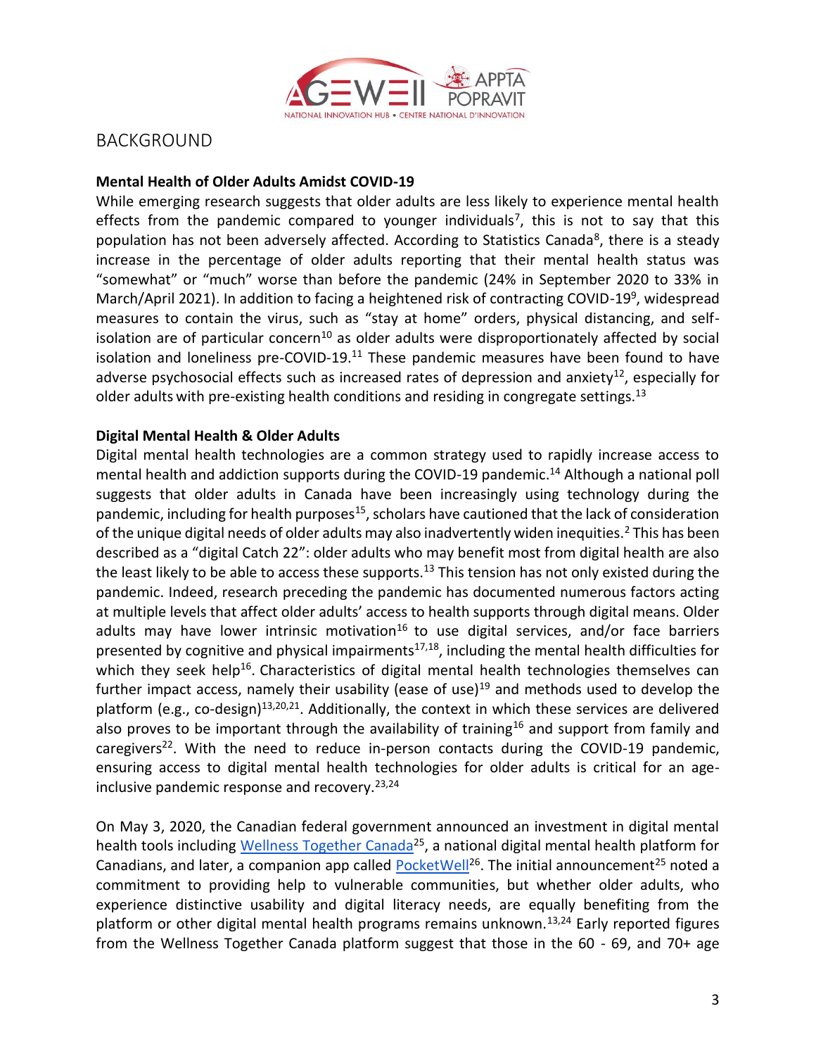## BACKGROUND

**Mental Health of Older Adults Amidst COVID-19**

While emerging research suggests that older adults are less likely to experience mental health effects from the pandemic compared to younger individuals[7], this is not to say that this population has not been adversely affected. According to Statistics Canada[8], there is a steady increase in the percentage of older adults reporting that their mental health status was "somewhat" or "much" worse than before the pandemic (24% in September 2020 to 33% in March/April 2021). In addition to facing a heightened risk of contracting COVID-19[9], widespread measures to contain the virus, such as "stay at home" orders, physical distancing, and self-isolation are of particular concern[10] as older adults were disproportionately affected by social isolation and loneliness pre-COVID-19.[11] These pandemic measures have been found to have adverse psychosocial effects such as increased rates of depression and anxiety[12], especially for older adults with pre-existing health conditions and residing in congregate settings.[13]

**Digital Mental Health & Older Adults**

Digital mental health technologies are a common strategy used to rapidly increase access to mental health and addiction supports during the COVID-19 pandemic.[14] Although a national poll suggests that older adults in Canada have been increasingly using technology during the pandemic, including for health purposes[15], scholars have cautioned that the lack of consideration of the unique digital needs of older adults may also inadvertently widen inequities.[2] This has been described as a "digital Catch 22": older adults who may benefit most from digital health are also the least likely to be able to access these supports.[13] This tension has not only existed during the pandemic. Indeed, research preceding the pandemic has documented numerous factors acting at multiple levels that affect older adults' access to health supports through digital means. Older adults may have lower intrinsic motivation[16] to use digital services, and/or face barriers presented by cognitive and physical impairments[17,18], including the mental health difficulties for which they seek help[16]. Characteristics of digital mental health technologies themselves can further impact access, namely their usability (ease of use)[19] and methods used to develop the platform (e.g., co-design)[13,20,21]. Additionally, the context in which these services are delivered also proves to be important through the availability of training[16] and support from family and caregivers[22]. With the need to reduce in-person contacts during the COVID-19 pandemic, ensuring access to digital mental health technologies for older adults is critical for an age-inclusive pandemic response and recovery.[23,24]

On May 3, 2020, the Canadian federal government announced an investment in digital mental health tools including Wellness Together Canada[25], a national digital mental health platform for Canadians, and later, a companion app called PocketWell[26]. The initial announcement[25] noted a commitment to providing help to vulnerable communities, but whether older adults, who experience distinctive usability and digital literacy needs, are equally benefiting from the platform or other digital mental health programs remains unknown.[13,24] Early reported figures from the Wellness Together Canada platform suggest that those in the 60 - 69, and 70+ age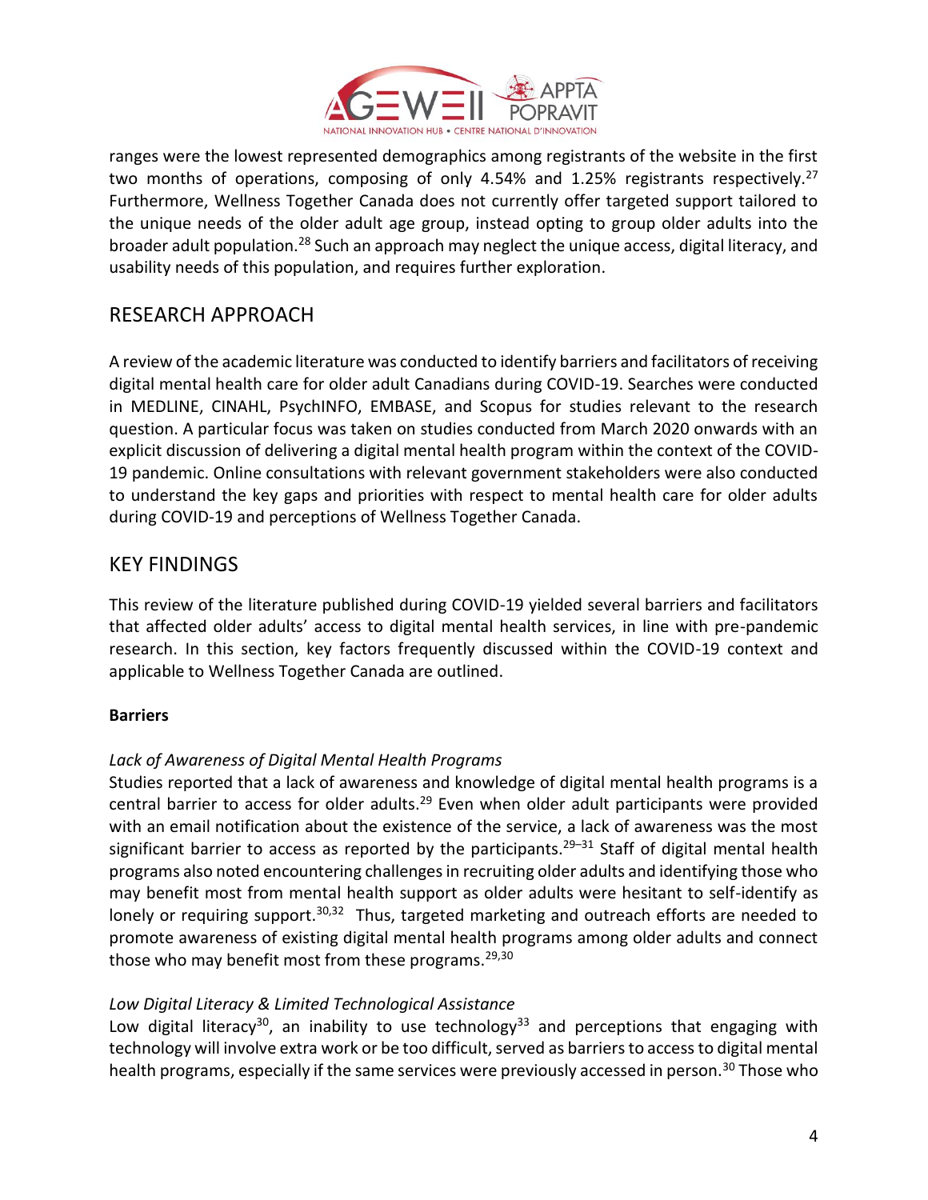ranges were the lowest represented demographics among registrants of the website in the first two months of operations, composing of only 4.54% and 1.25% registrants respectively.[27] Furthermore, Wellness Together Canada does not currently offer targeted support tailored to the unique needs of the older adult age group, instead opting to group older adults into the broader adult population.[28] Such an approach may neglect the unique access, digital literacy, and usability needs of this population, and requires further exploration.

## RESEARCH APPROACH

A review of the academic literature was conducted to identify barriers and facilitators of receiving digital mental health care for older adult Canadians during COVID-19. Searches were conducted in MEDLINE, CINAHL, PsychINFO, EMBASE, and Scopus for studies relevant to the research question. A particular focus was taken on studies conducted from March 2020 onwards with an explicit discussion of delivering a digital mental health program within the context of the COVID-19 pandemic. Online consultations with relevant government stakeholders were also conducted to understand the key gaps and priorities with respect to mental health care for older adults during COVID-19 and perceptions of Wellness Together Canada.

## KEY FINDINGS

This review of the literature published during COVID-19 yielded several barriers and facilitators that affected older adults' access to digital mental health services, in line with pre-pandemic research. In this section, key factors frequently discussed within the COVID-19 context and applicable to Wellness Together Canada are outlined.

### Barriers

*Lack of Awareness of Digital Mental Health Programs*

Studies reported that a lack of awareness and knowledge of digital mental health programs is a central barrier to access for older adults.[29] Even when older adult participants were provided with an email notification about the existence of the service, a lack of awareness was the most significant barrier to access as reported by the participants.[29–31] Staff of digital mental health programs also noted encountering challenges in recruiting older adults and identifying those who may benefit most from mental health support as older adults were hesitant to self-identify as lonely or requiring support.[30,32] Thus, targeted marketing and outreach efforts are needed to promote awareness of existing digital mental health programs among older adults and connect those who may benefit most from these programs.[29,30]

*Low Digital Literacy & Limited Technological Assistance*

Low digital literacy[30], an inability to use technology[33] and perceptions that engaging with technology will involve extra work or be too difficult, served as barriers to access to digital mental health programs, especially if the same services were previously accessed in person.[30] Those who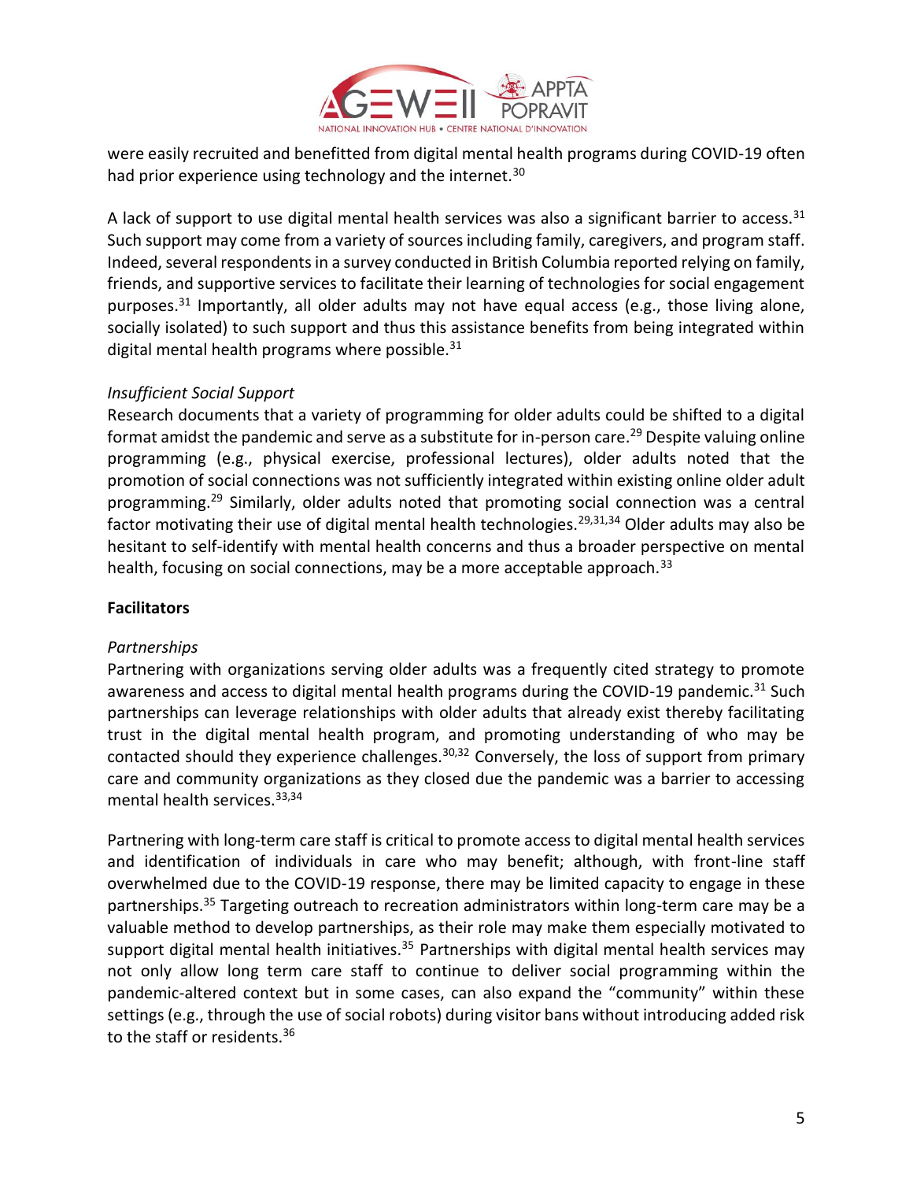were easily recruited and benefitted from digital mental health programs during COVID-19 often had prior experience using technology and the internet.[30]

A lack of support to use digital mental health services was also a significant barrier to access.[31] Such support may come from a variety of sources including family, caregivers, and program staff. Indeed, several respondents in a survey conducted in British Columbia reported relying on family, friends, and supportive services to facilitate their learning of technologies for social engagement purposes.[31] Importantly, all older adults may not have equal access (e.g., those living alone, socially isolated) to such support and thus this assistance benefits from being integrated within digital mental health programs where possible.[31]

*Insufficient Social Support*

Research documents that a variety of programming for older adults could be shifted to a digital format amidst the pandemic and serve as a substitute for in-person care.[29] Despite valuing online programming (e.g., physical exercise, professional lectures), older adults noted that the promotion of social connections was not sufficiently integrated within existing online older adult programming.[29] Similarly, older adults noted that promoting social connection was a central factor motivating their use of digital mental health technologies.[29,31,34] Older adults may also be hesitant to self-identify with mental health concerns and thus a broader perspective on mental health, focusing on social connections, may be a more acceptable approach.[33]

**Facilitators**

*Partnerships*

Partnering with organizations serving older adults was a frequently cited strategy to promote awareness and access to digital mental health programs during the COVID-19 pandemic.[31] Such partnerships can leverage relationships with older adults that already exist thereby facilitating trust in the digital mental health program, and promoting understanding of who may be contacted should they experience challenges.[30,32] Conversely, the loss of support from primary care and community organizations as they closed due the pandemic was a barrier to accessing mental health services.[33,34]

Partnering with long-term care staff is critical to promote access to digital mental health services and identification of individuals in care who may benefit; although, with front-line staff overwhelmed due to the COVID-19 response, there may be limited capacity to engage in these partnerships.[35] Targeting outreach to recreation administrators within long-term care may be a valuable method to develop partnerships, as their role may make them especially motivated to support digital mental health initiatives.[35] Partnerships with digital mental health services may not only allow long term care staff to continue to deliver social programming within the pandemic-altered context but in some cases, can also expand the "community" within these settings (e.g., through the use of social robots) during visitor bans without introducing added risk to the staff or residents.[36]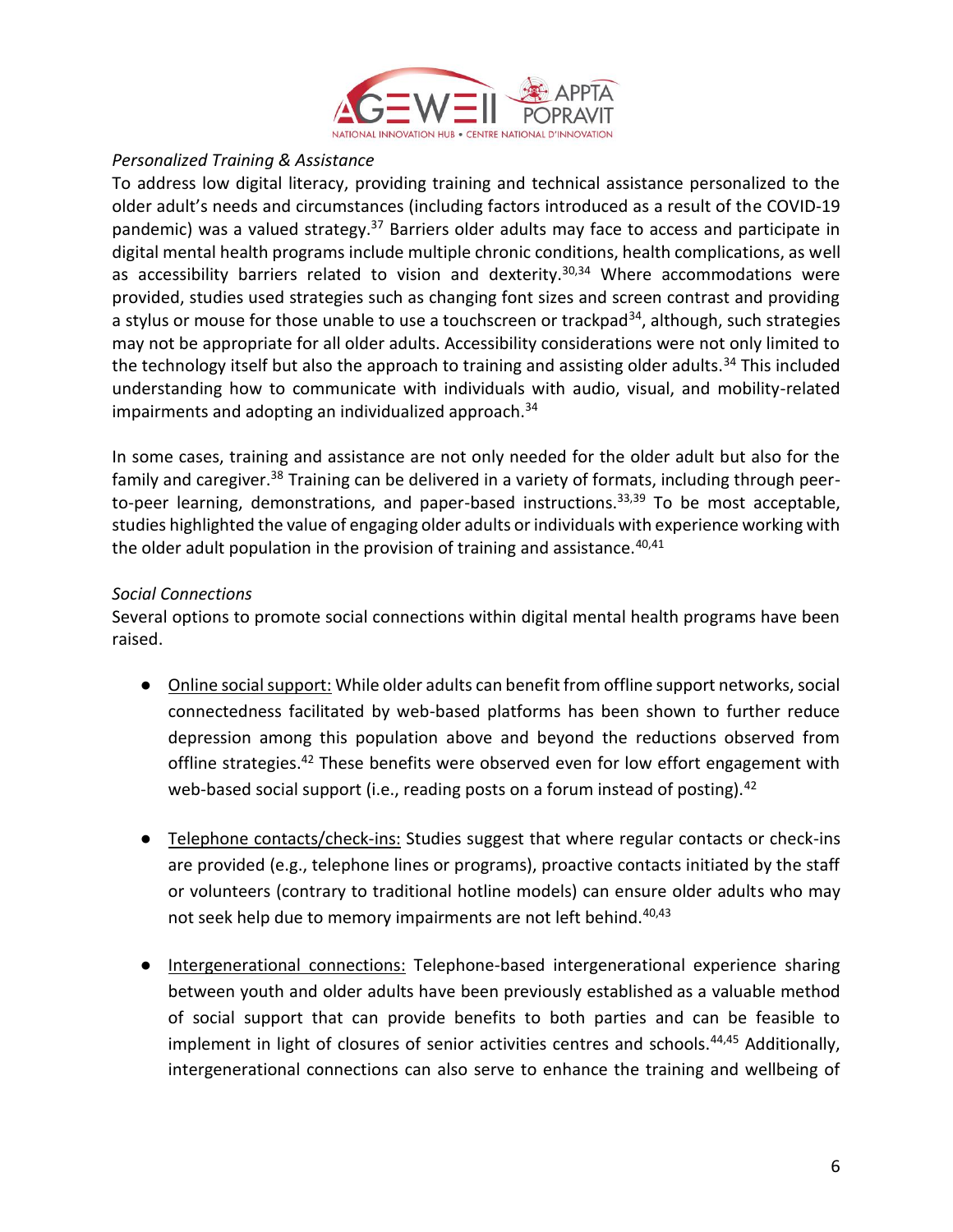*Personalized Training & Assistance*

To address low digital literacy, providing training and technical assistance personalized to the older adult's needs and circumstances (including factors introduced as a result of the COVID-19 pandemic) was a valued strategy.[37] Barriers older adults may face to access and participate in digital mental health programs include multiple chronic conditions, health complications, as well as accessibility barriers related to vision and dexterity.[30,34] Where accommodations were provided, studies used strategies such as changing font sizes and screen contrast and providing a stylus or mouse for those unable to use a touchscreen or trackpad[34], although, such strategies may not be appropriate for all older adults. Accessibility considerations were not only limited to the technology itself but also the approach to training and assisting older adults.[34] This included understanding how to communicate with individuals with audio, visual, and mobility-related impairments and adopting an individualized approach.[34]

In some cases, training and assistance are not only needed for the older adult but also for the family and caregiver.[38] Training can be delivered in a variety of formats, including through peer-to-peer learning, demonstrations, and paper-based instructions.[33,39] To be most acceptable, studies highlighted the value of engaging older adults or individuals with experience working with the older adult population in the provision of training and assistance.[40,41]

*Social Connections*

Several options to promote social connections within digital mental health programs have been raised.

- Online social support: While older adults can benefit from offline support networks, social connectedness facilitated by web-based platforms has been shown to further reduce depression among this population above and beyond the reductions observed from offline strategies.[42] These benefits were observed even for low effort engagement with web-based social support (i.e., reading posts on a forum instead of posting).[42]

- Telephone contacts/check-ins: Studies suggest that where regular contacts or check-ins are provided (e.g., telephone lines or programs), proactive contacts initiated by the staff or volunteers (contrary to traditional hotline models) can ensure older adults who may not seek help due to memory impairments are not left behind.[40,43]

- Intergenerational connections: Telephone-based intergenerational experience sharing between youth and older adults have been previously established as a valuable method of social support that can provide benefits to both parties and can be feasible to implement in light of closures of senior activities centres and schools.[44,45] Additionally, intergenerational connections can also serve to enhance the training and wellbeing of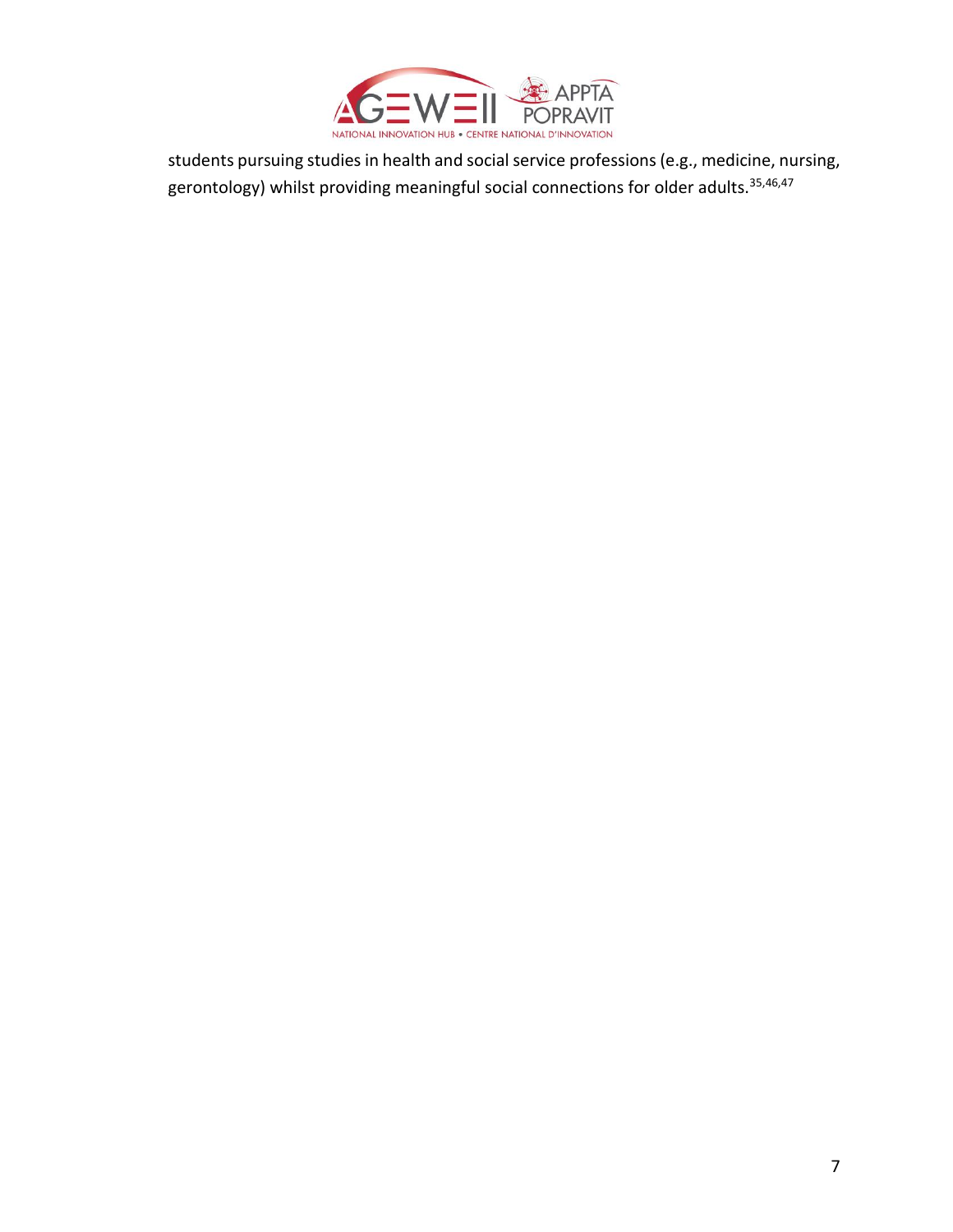students pursuing studies in health and social service professions (e.g., medicine, nursing, gerontology) whilst providing meaningful social connections for older adults.[35,46,47]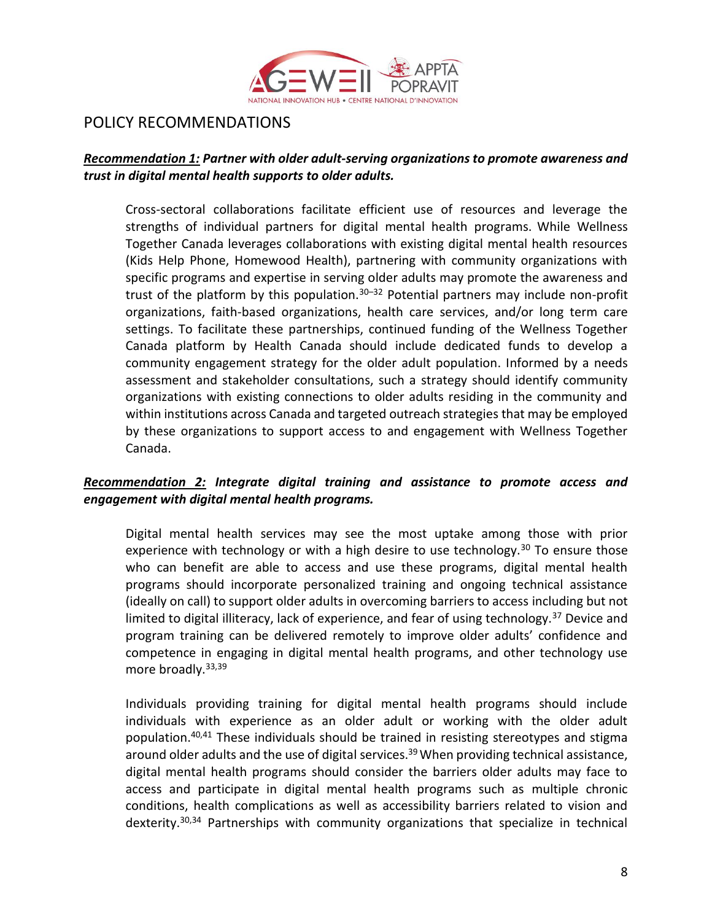## POLICY RECOMMENDATIONS

***Recommendation 1:*** ***Partner with older adult-serving organizations to promote awareness and trust in digital mental health supports to older adults.***

Cross-sectoral collaborations facilitate efficient use of resources and leverage the strengths of individual partners for digital mental health programs. While Wellness Together Canada leverages collaborations with existing digital mental health resources (Kids Help Phone, Homewood Health), partnering with community organizations with specific programs and expertise in serving older adults may promote the awareness and trust of the platform by this population.[30–32] Potential partners may include non-profit organizations, faith-based organizations, health care services, and/or long term care settings. To facilitate these partnerships, continued funding of the Wellness Together Canada platform by Health Canada should include dedicated funds to develop a community engagement strategy for the older adult population. Informed by a needs assessment and stakeholder consultations, such a strategy should identify community organizations with existing connections to older adults residing in the community and within institutions across Canada and targeted outreach strategies that may be employed by these organizations to support access to and engagement with Wellness Together Canada.

***Recommendation 2:*** ***Integrate digital training and assistance to promote access and engagement with digital mental health programs.***

Digital mental health services may see the most uptake among those with prior experience with technology or with a high desire to use technology.[30] To ensure those who can benefit are able to access and use these programs, digital mental health programs should incorporate personalized training and ongoing technical assistance (ideally on call) to support older adults in overcoming barriers to access including but not limited to digital illiteracy, lack of experience, and fear of using technology.[37] Device and program training can be delivered remotely to improve older adults' confidence and competence in engaging in digital mental health programs, and other technology use more broadly.[33,39]

Individuals providing training for digital mental health programs should include individuals with experience as an older adult or working with the older adult population.[40,41] These individuals should be trained in resisting stereotypes and stigma around older adults and the use of digital services.[39] When providing technical assistance, digital mental health programs should consider the barriers older adults may face to access and participate in digital mental health programs such as multiple chronic conditions, health complications as well as accessibility barriers related to vision and dexterity.[30,34] Partnerships with community organizations that specialize in technical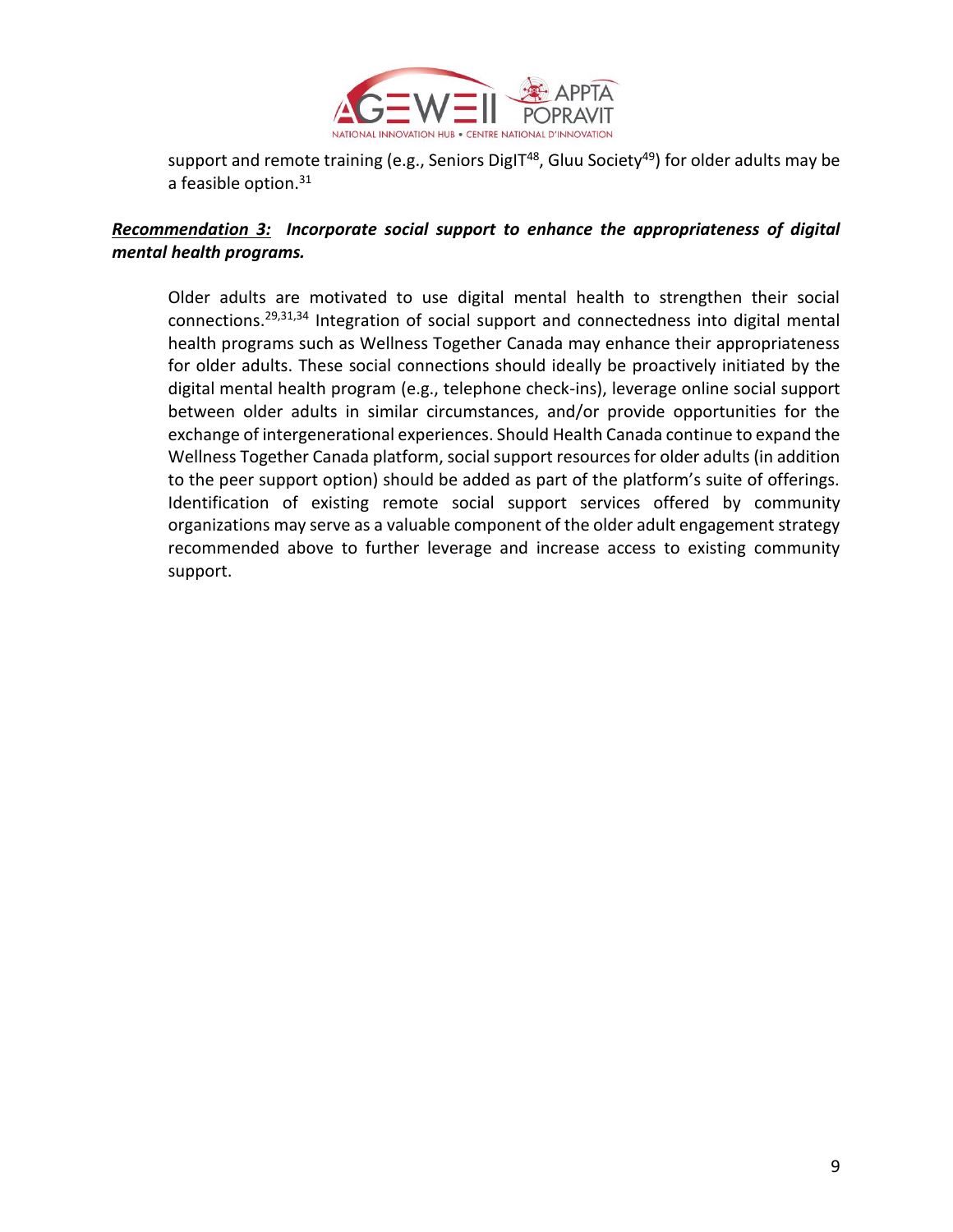support and remote training (e.g., Seniors DigIT[48], Gluu Society[49]) for older adults may be a feasible option.[31]

***<u>Recommendation 3:</u> Incorporate social support to enhance the appropriateness of digital mental health programs.***

Older adults are motivated to use digital mental health to strengthen their social connections.[29,31,34] Integration of social support and connectedness into digital mental health programs such as Wellness Together Canada may enhance their appropriateness for older adults. These social connections should ideally be proactively initiated by the digital mental health program (e.g., telephone check-ins), leverage online social support between older adults in similar circumstances, and/or provide opportunities for the exchange of intergenerational experiences. Should Health Canada continue to expand the Wellness Together Canada platform, social support resources for older adults (in addition to the peer support option) should be added as part of the platform's suite of offerings. Identification of existing remote social support services offered by community organizations may serve as a valuable component of the older adult engagement strategy recommended above to further leverage and increase access to existing community support.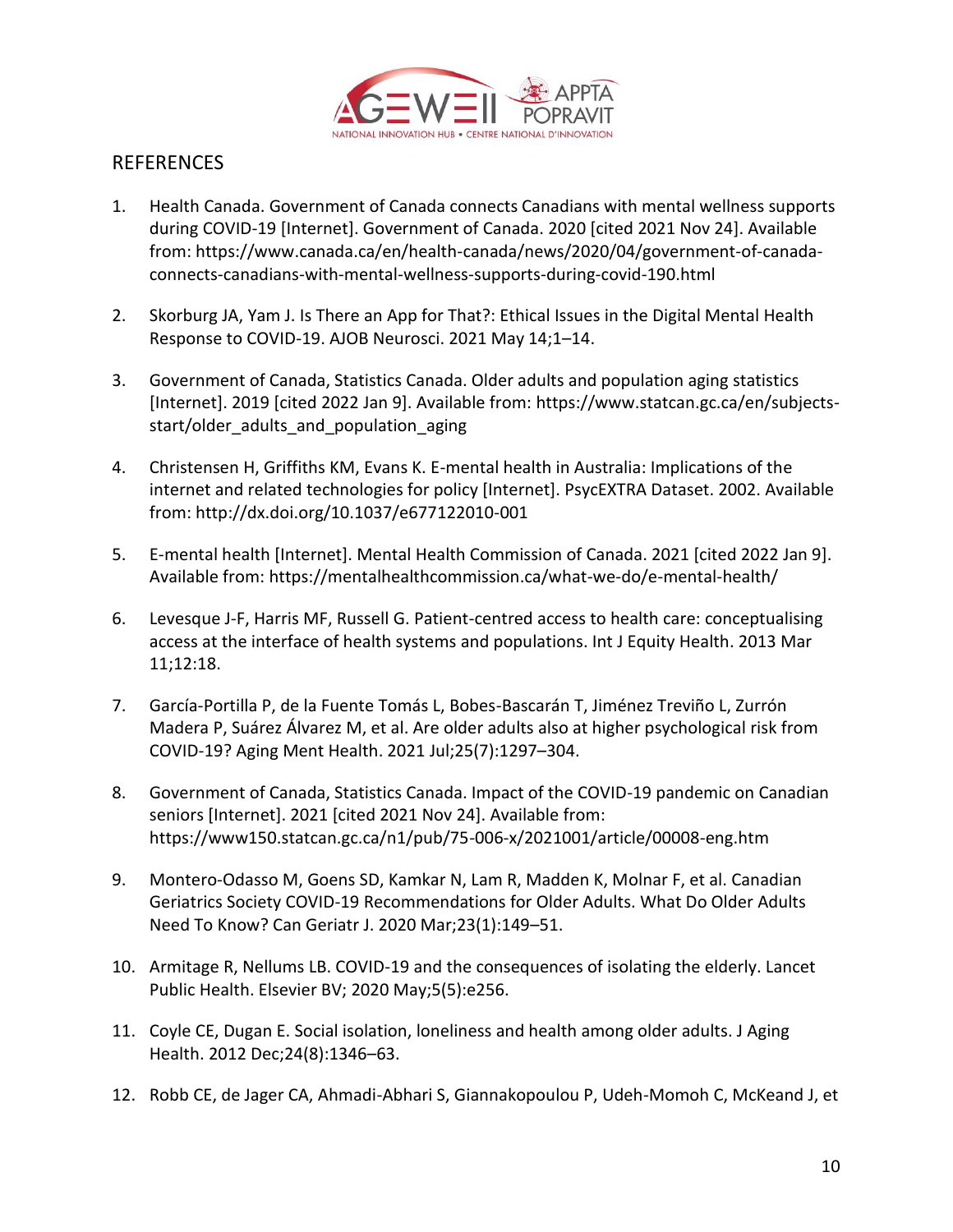## REFERENCES

1. Health Canada. Government of Canada connects Canadians with mental wellness supports during COVID-19 [Internet]. Government of Canada. 2020 [cited 2021 Nov 24]. Available from: https://www.canada.ca/en/health-canada/news/2020/04/government-of-canada-connects-canadians-with-mental-wellness-supports-during-covid-190.html

2. Skorburg JA, Yam J. Is There an App for That?: Ethical Issues in the Digital Mental Health Response to COVID-19. AJOB Neurosci. 2021 May 14;1–14.

3. Government of Canada, Statistics Canada. Older adults and population aging statistics [Internet]. 2019 [cited 2022 Jan 9]. Available from: https://www.statcan.gc.ca/en/subjects-start/older_adults_and_population_aging

4. Christensen H, Griffiths KM, Evans K. E-mental health in Australia: Implications of the internet and related technologies for policy [Internet]. PsycEXTRA Dataset. 2002. Available from: http://dx.doi.org/10.1037/e677122010-001

5. E-mental health [Internet]. Mental Health Commission of Canada. 2021 [cited 2022 Jan 9]. Available from: https://mentalhealthcommission.ca/what-we-do/e-mental-health/

6. Levesque J-F, Harris MF, Russell G. Patient-centred access to health care: conceptualising access at the interface of health systems and populations. Int J Equity Health. 2013 Mar 11;12:18.

7. García-Portilla P, de la Fuente Tomás L, Bobes-Bascarán T, Jiménez Treviño L, Zurrón Madera P, Suárez Álvarez M, et al. Are older adults also at higher psychological risk from COVID-19? Aging Ment Health. 2021 Jul;25(7):1297–304.

8. Government of Canada, Statistics Canada. Impact of the COVID-19 pandemic on Canadian seniors [Internet]. 2021 [cited 2021 Nov 24]. Available from: https://www150.statcan.gc.ca/n1/pub/75-006-x/2021001/article/00008-eng.htm

9. Montero-Odasso M, Goens SD, Kamkar N, Lam R, Madden K, Molnar F, et al. Canadian Geriatrics Society COVID-19 Recommendations for Older Adults. What Do Older Adults Need To Know? Can Geriatr J. 2020 Mar;23(1):149–51.

10. Armitage R, Nellums LB. COVID-19 and the consequences of isolating the elderly. Lancet Public Health. Elsevier BV; 2020 May;5(5):e256.

11. Coyle CE, Dugan E. Social isolation, loneliness and health among older adults. J Aging Health. 2012 Dec;24(8):1346–63.

12. Robb CE, de Jager CA, Ahmadi-Abhari S, Giannakopoulou P, Udeh-Momoh C, McKeand J, et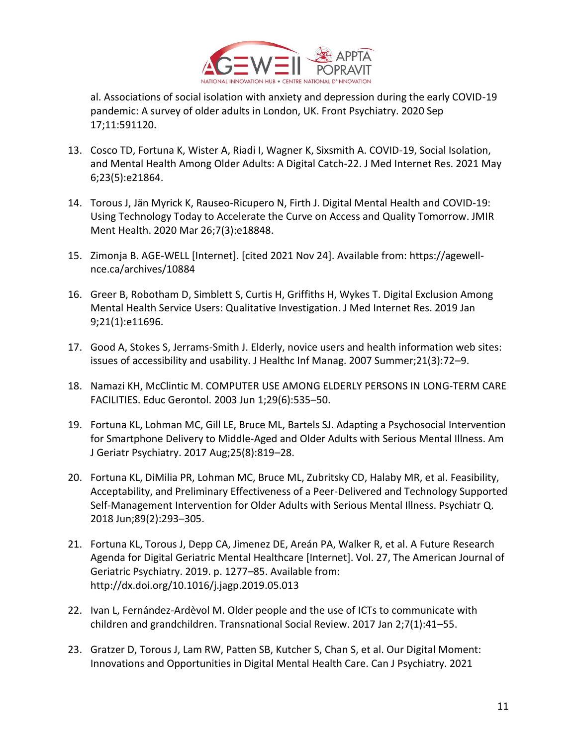al. Associations of social isolation with anxiety and depression during the early COVID-19 pandemic: A survey of older adults in London, UK. Front Psychiatry. 2020 Sep 17;11:591120.

13. Cosco TD, Fortuna K, Wister A, Riadi I, Wagner K, Sixsmith A. COVID-19, Social Isolation, and Mental Health Among Older Adults: A Digital Catch-22. J Med Internet Res. 2021 May 6;23(5):e21864.

14. Torous J, Jän Myrick K, Rauseo-Ricupero N, Firth J. Digital Mental Health and COVID-19: Using Technology Today to Accelerate the Curve on Access and Quality Tomorrow. JMIR Ment Health. 2020 Mar 26;7(3):e18848.

15. Zimonja B. AGE-WELL [Internet]. [cited 2021 Nov 24]. Available from: https://agewell-nce.ca/archives/10884

16. Greer B, Robotham D, Simblett S, Curtis H, Griffiths H, Wykes T. Digital Exclusion Among Mental Health Service Users: Qualitative Investigation. J Med Internet Res. 2019 Jan 9;21(1):e11696.

17. Good A, Stokes S, Jerrams-Smith J. Elderly, novice users and health information web sites: issues of accessibility and usability. J Healthc Inf Manag. 2007 Summer;21(3):72–9.

18. Namazi KH, McClintic M. COMPUTER USE AMONG ELDERLY PERSONS IN LONG-TERM CARE FACILITIES. Educ Gerontol. 2003 Jun 1;29(6):535–50.

19. Fortuna KL, Lohman MC, Gill LE, Bruce ML, Bartels SJ. Adapting a Psychosocial Intervention for Smartphone Delivery to Middle-Aged and Older Adults with Serious Mental Illness. Am J Geriatr Psychiatry. 2017 Aug;25(8):819–28.

20. Fortuna KL, DiMilia PR, Lohman MC, Bruce ML, Zubritsky CD, Halaby MR, et al. Feasibility, Acceptability, and Preliminary Effectiveness of a Peer-Delivered and Technology Supported Self-Management Intervention for Older Adults with Serious Mental Illness. Psychiatr Q. 2018 Jun;89(2):293–305.

21. Fortuna KL, Torous J, Depp CA, Jimenez DE, Areán PA, Walker R, et al. A Future Research Agenda for Digital Geriatric Mental Healthcare [Internet]. Vol. 27, The American Journal of Geriatric Psychiatry. 2019. p. 1277–85. Available from: http://dx.doi.org/10.1016/j.jagp.2019.05.013

22. Ivan L, Fernández-Ardèvol M. Older people and the use of ICTs to communicate with children and grandchildren. Transnational Social Review. 2017 Jan 2;7(1):41–55.

23. Gratzer D, Torous J, Lam RW, Patten SB, Kutcher S, Chan S, et al. Our Digital Moment: Innovations and Opportunities in Digital Mental Health Care. Can J Psychiatry. 2021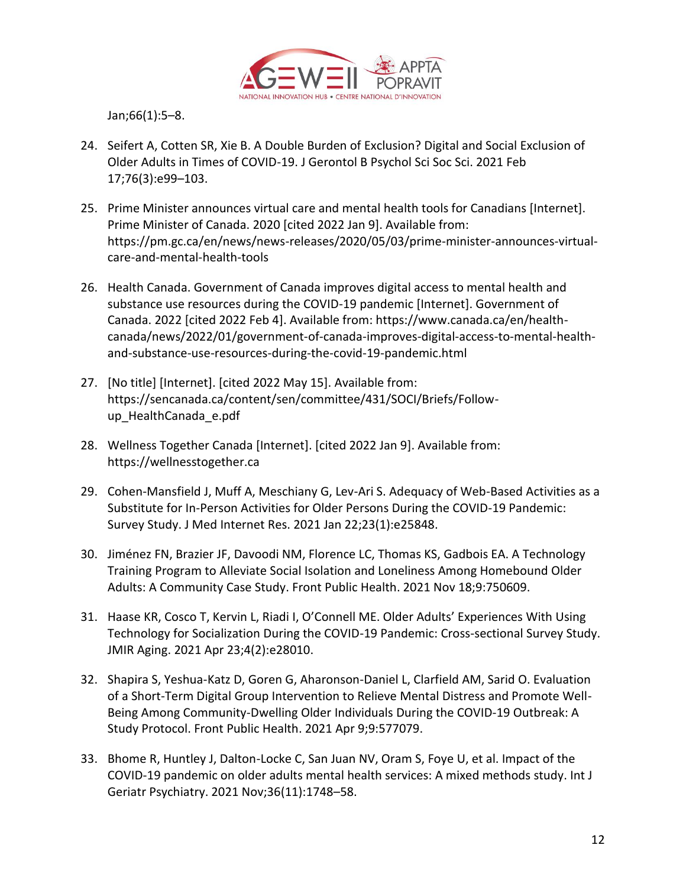Jan;66(1):5–8.

24. Seifert A, Cotten SR, Xie B. A Double Burden of Exclusion? Digital and Social Exclusion of Older Adults in Times of COVID-19. J Gerontol B Psychol Sci Soc Sci. 2021 Feb 17;76(3):e99–103.

25. Prime Minister announces virtual care and mental health tools for Canadians [Internet]. Prime Minister of Canada. 2020 [cited 2022 Jan 9]. Available from: https://pm.gc.ca/en/news/news-releases/2020/05/03/prime-minister-announces-virtual-care-and-mental-health-tools

26. Health Canada. Government of Canada improves digital access to mental health and substance use resources during the COVID-19 pandemic [Internet]. Government of Canada. 2022 [cited 2022 Feb 4]. Available from: https://www.canada.ca/en/health-canada/news/2022/01/government-of-canada-improves-digital-access-to-mental-health-and-substance-use-resources-during-the-covid-19-pandemic.html

27. [No title] [Internet]. [cited 2022 May 15]. Available from: https://sencanada.ca/content/sen/committee/431/SOCI/Briefs/Follow-up_HealthCanada_e.pdf

28. Wellness Together Canada [Internet]. [cited 2022 Jan 9]. Available from: https://wellnesstogether.ca

29. Cohen-Mansfield J, Muff A, Meschiany G, Lev-Ari S. Adequacy of Web-Based Activities as a Substitute for In-Person Activities for Older Persons During the COVID-19 Pandemic: Survey Study. J Med Internet Res. 2021 Jan 22;23(1):e25848.

30. Jiménez FN, Brazier JF, Davoodi NM, Florence LC, Thomas KS, Gadbois EA. A Technology Training Program to Alleviate Social Isolation and Loneliness Among Homebound Older Adults: A Community Case Study. Front Public Health. 2021 Nov 18;9:750609.

31. Haase KR, Cosco T, Kervin L, Riadi I, O'Connell ME. Older Adults' Experiences With Using Technology for Socialization During the COVID-19 Pandemic: Cross-sectional Survey Study. JMIR Aging. 2021 Apr 23;4(2):e28010.

32. Shapira S, Yeshua-Katz D, Goren G, Aharonson-Daniel L, Clarfield AM, Sarid O. Evaluation of a Short-Term Digital Group Intervention to Relieve Mental Distress and Promote Well-Being Among Community-Dwelling Older Individuals During the COVID-19 Outbreak: A Study Protocol. Front Public Health. 2021 Apr 9;9:577079.

33. Bhome R, Huntley J, Dalton-Locke C, San Juan NV, Oram S, Foye U, et al. Impact of the COVID-19 pandemic on older adults mental health services: A mixed methods study. Int J Geriatr Psychiatry. 2021 Nov;36(11):1748–58.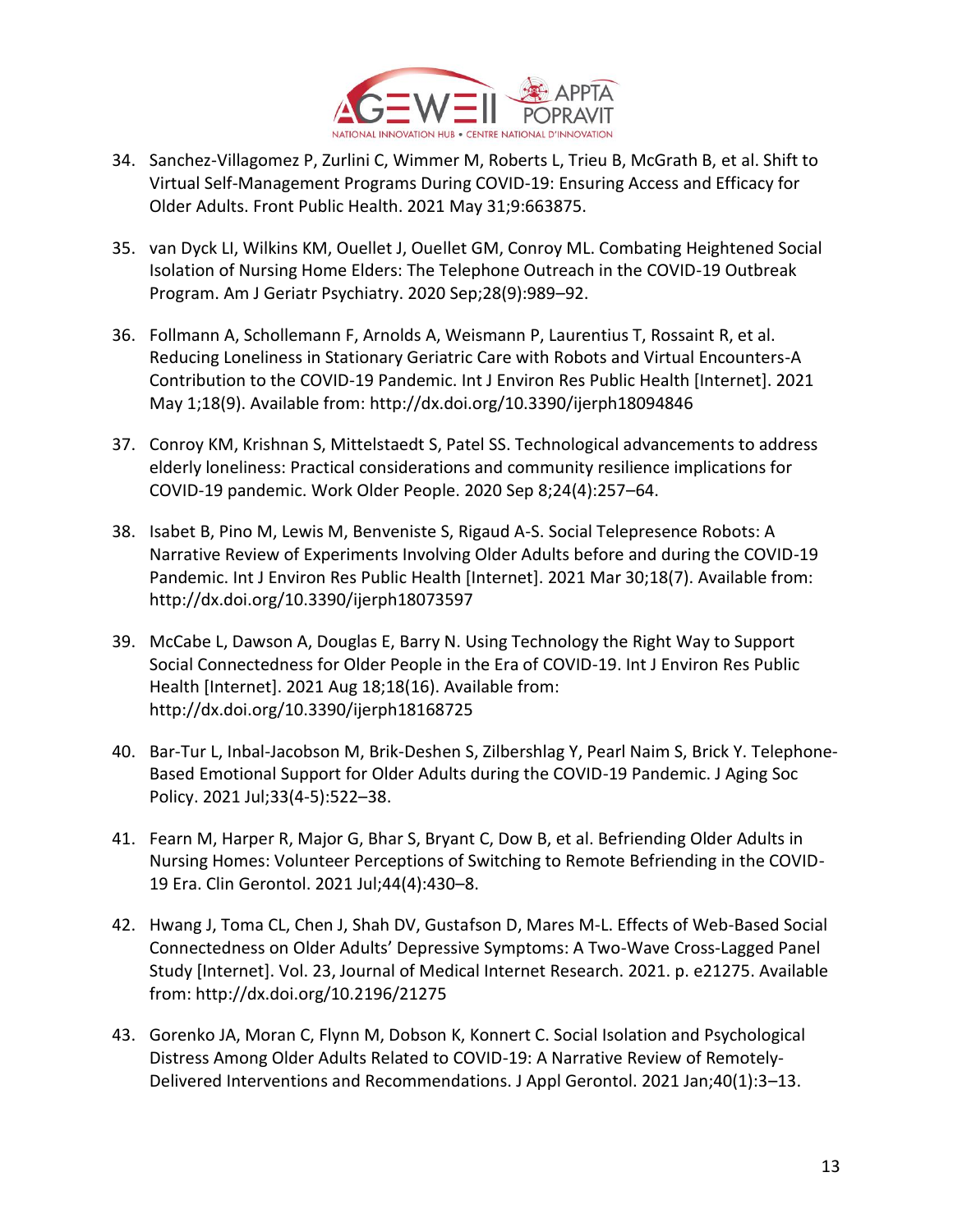34. Sanchez-Villagomez P, Zurlini C, Wimmer M, Roberts L, Trieu B, McGrath B, et al. Shift to Virtual Self-Management Programs During COVID-19: Ensuring Access and Efficacy for Older Adults. Front Public Health. 2021 May 31;9:663875.

35. van Dyck LI, Wilkins KM, Ouellet J, Ouellet GM, Conroy ML. Combating Heightened Social Isolation of Nursing Home Elders: The Telephone Outreach in the COVID-19 Outbreak Program. Am J Geriatr Psychiatry. 2020 Sep;28(9):989–92.

36. Follmann A, Schollemann F, Arnolds A, Weismann P, Laurentius T, Rossaint R, et al. Reducing Loneliness in Stationary Geriatric Care with Robots and Virtual Encounters-A Contribution to the COVID-19 Pandemic. Int J Environ Res Public Health [Internet]. 2021 May 1;18(9). Available from: http://dx.doi.org/10.3390/ijerph18094846

37. Conroy KM, Krishnan S, Mittelstaedt S, Patel SS. Technological advancements to address elderly loneliness: Practical considerations and community resilience implications for COVID-19 pandemic. Work Older People. 2020 Sep 8;24(4):257–64.

38. Isabet B, Pino M, Lewis M, Benveniste S, Rigaud A-S. Social Telepresence Robots: A Narrative Review of Experiments Involving Older Adults before and during the COVID-19 Pandemic. Int J Environ Res Public Health [Internet]. 2021 Mar 30;18(7). Available from: http://dx.doi.org/10.3390/ijerph18073597

39. McCabe L, Dawson A, Douglas E, Barry N. Using Technology the Right Way to Support Social Connectedness for Older People in the Era of COVID-19. Int J Environ Res Public Health [Internet]. 2021 Aug 18;18(16). Available from: http://dx.doi.org/10.3390/ijerph18168725

40. Bar-Tur L, Inbal-Jacobson M, Brik-Deshen S, Zilbershlag Y, Pearl Naim S, Brick Y. Telephone-Based Emotional Support for Older Adults during the COVID-19 Pandemic. J Aging Soc Policy. 2021 Jul;33(4-5):522–38.

41. Fearn M, Harper R, Major G, Bhar S, Bryant C, Dow B, et al. Befriending Older Adults in Nursing Homes: Volunteer Perceptions of Switching to Remote Befriending in the COVID-19 Era. Clin Gerontol. 2021 Jul;44(4):430–8.

42. Hwang J, Toma CL, Chen J, Shah DV, Gustafson D, Mares M-L. Effects of Web-Based Social Connectedness on Older Adults' Depressive Symptoms: A Two-Wave Cross-Lagged Panel Study [Internet]. Vol. 23, Journal of Medical Internet Research. 2021. p. e21275. Available from: http://dx.doi.org/10.2196/21275

43. Gorenko JA, Moran C, Flynn M, Dobson K, Konnert C. Social Isolation and Psychological Distress Among Older Adults Related to COVID-19: A Narrative Review of Remotely-Delivered Interventions and Recommendations. J Appl Gerontol. 2021 Jan;40(1):3–13.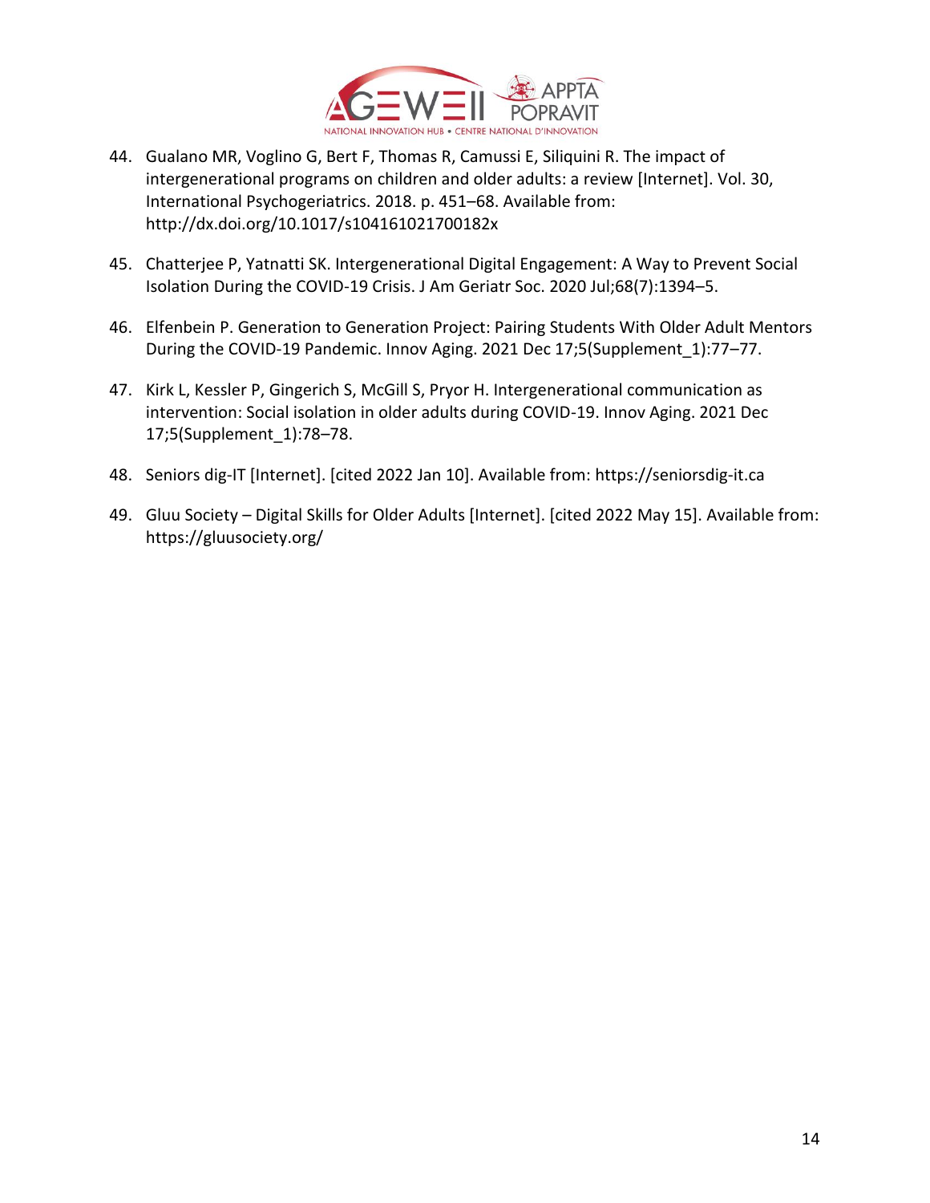44. Gualano MR, Voglino G, Bert F, Thomas R, Camussi E, Siliquini R. The impact of intergenerational programs on children and older adults: a review [Internet]. Vol. 30, International Psychogeriatrics. 2018. p. 451–68. Available from: http://dx.doi.org/10.1017/s104161021700182x

45. Chatterjee P, Yatnatti SK. Intergenerational Digital Engagement: A Way to Prevent Social Isolation During the COVID-19 Crisis. J Am Geriatr Soc. 2020 Jul;68(7):1394–5.

46. Elfenbein P. Generation to Generation Project: Pairing Students With Older Adult Mentors During the COVID-19 Pandemic. Innov Aging. 2021 Dec 17;5(Supplement_1):77–77.

47. Kirk L, Kessler P, Gingerich S, McGill S, Pryor H. Intergenerational communication as intervention: Social isolation in older adults during COVID-19. Innov Aging. 2021 Dec 17;5(Supplement_1):78–78.

48. Seniors dig-IT [Internet]. [cited 2022 Jan 10]. Available from: https://seniorsdig-it.ca

49. Gluu Society – Digital Skills for Older Adults [Internet]. [cited 2022 May 15]. Available from: https://gluusociety.org/